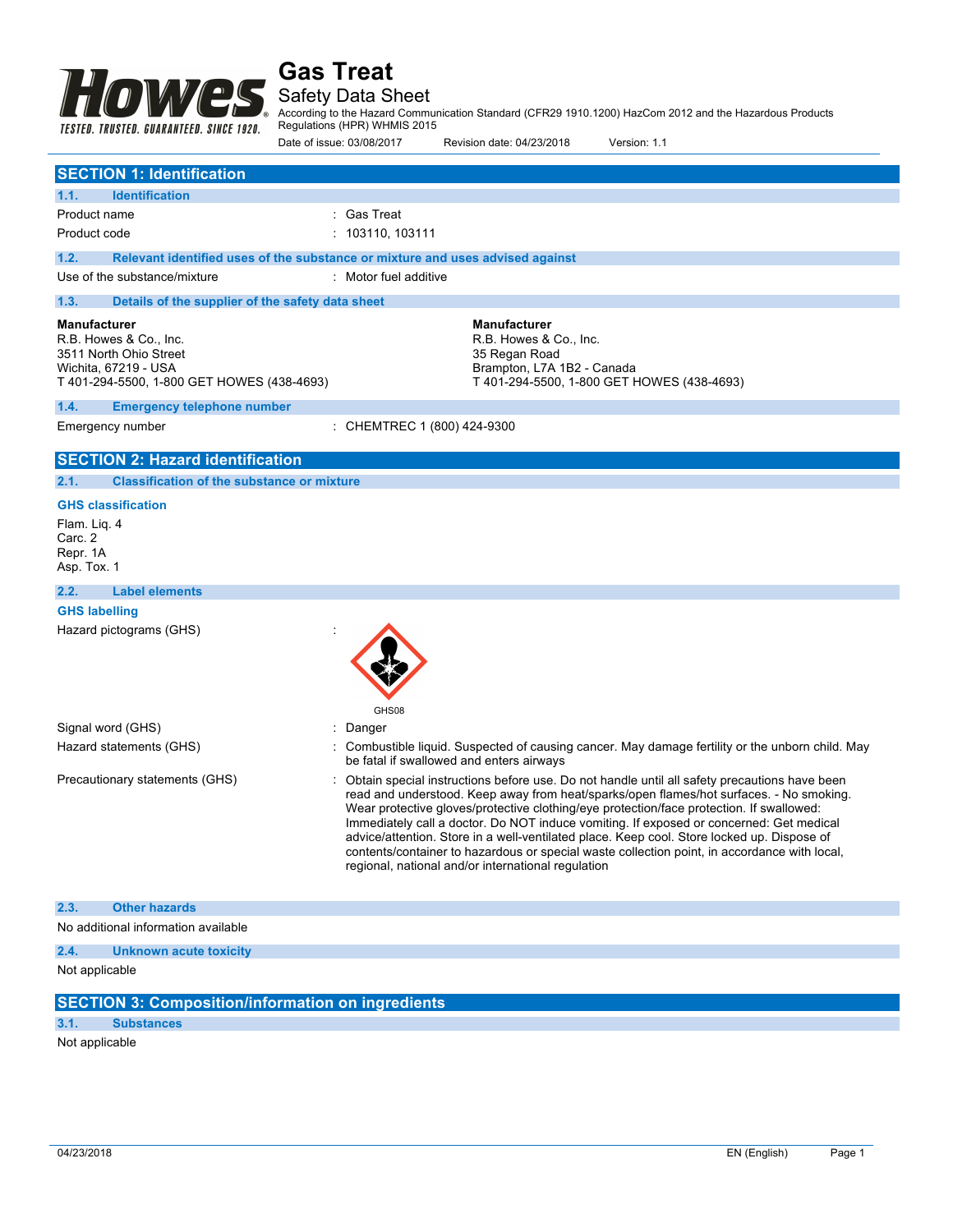# Gas Treat

## Safety Data Sheet

According to the Hazard Communication Standard (CFR29 1910.1200) HazCom 2012 and the Hazardous Products Regulations (HPR) WHMIS 2015

Date of issue: 03/08/2017 Revision date: 04/23/2018 Version: 1.1

## SECTION 1: Identification

### 1.1. Identification

| | |
|---|---|
| Product name | : Gas Treat |
| Product code | : 103110, 103111 |

### 1.2. Relevant identified uses of the substance or mixture and uses advised against

| | |
|---|---|
| Use of the substance/mixture | : Motor fuel additive |

### 1.3. Details of the supplier of the safety data sheet

**Manufacturer**
R.B. Howes & Co., Inc.
3511 North Ohio Street
Wichita, 67219 - USA
T 401-294-5500, 1-800 GET HOWES (438-4693)

**Manufacturer**
R.B. Howes & Co., Inc.
35 Regan Road
Brampton, L7A 1B2 - Canada
T 401-294-5500, 1-800 GET HOWES (438-4693)

### 1.4. Emergency telephone number

| | |
|---|---|
| Emergency number | : CHEMTREC 1 (800) 424-9300 |

## SECTION 2: Hazard identification

### 2.1. Classification of the substance or mixture

**GHS classification**

Flam. Liq. 4
Carc. 2
Repr. 1A
Asp. Tox. 1

### 2.2. Label elements

**GHS labelling**

Hazard pictograms (GHS) :

GHS08

| | |
|---|---|
| Signal word (GHS) | : Danger |
| Hazard statements (GHS) | : Combustible liquid. Suspected of causing cancer. May damage fertility or the unborn child. May be fatal if swallowed and enters airways |
| Precautionary statements (GHS) | : Obtain special instructions before use. Do not handle until all safety precautions have been read and understood. Keep away from heat/sparks/open flames/hot surfaces. - No smoking. Wear protective gloves/protective clothing/eye protection/face protection. If swallowed: Immediately call a doctor. Do NOT induce vomiting. If exposed or concerned: Get medical advice/attention. Store in a well-ventilated place. Keep cool. Store locked up. Dispose of contents/container to hazardous or special waste collection point, in accordance with local, regional, national and/or international regulation |

### 2.3. Other hazards

No additional information available

### 2.4. Unknown acute toxicity

Not applicable

## SECTION 3: Composition/information on ingredients

### 3.1. Substances

Not applicable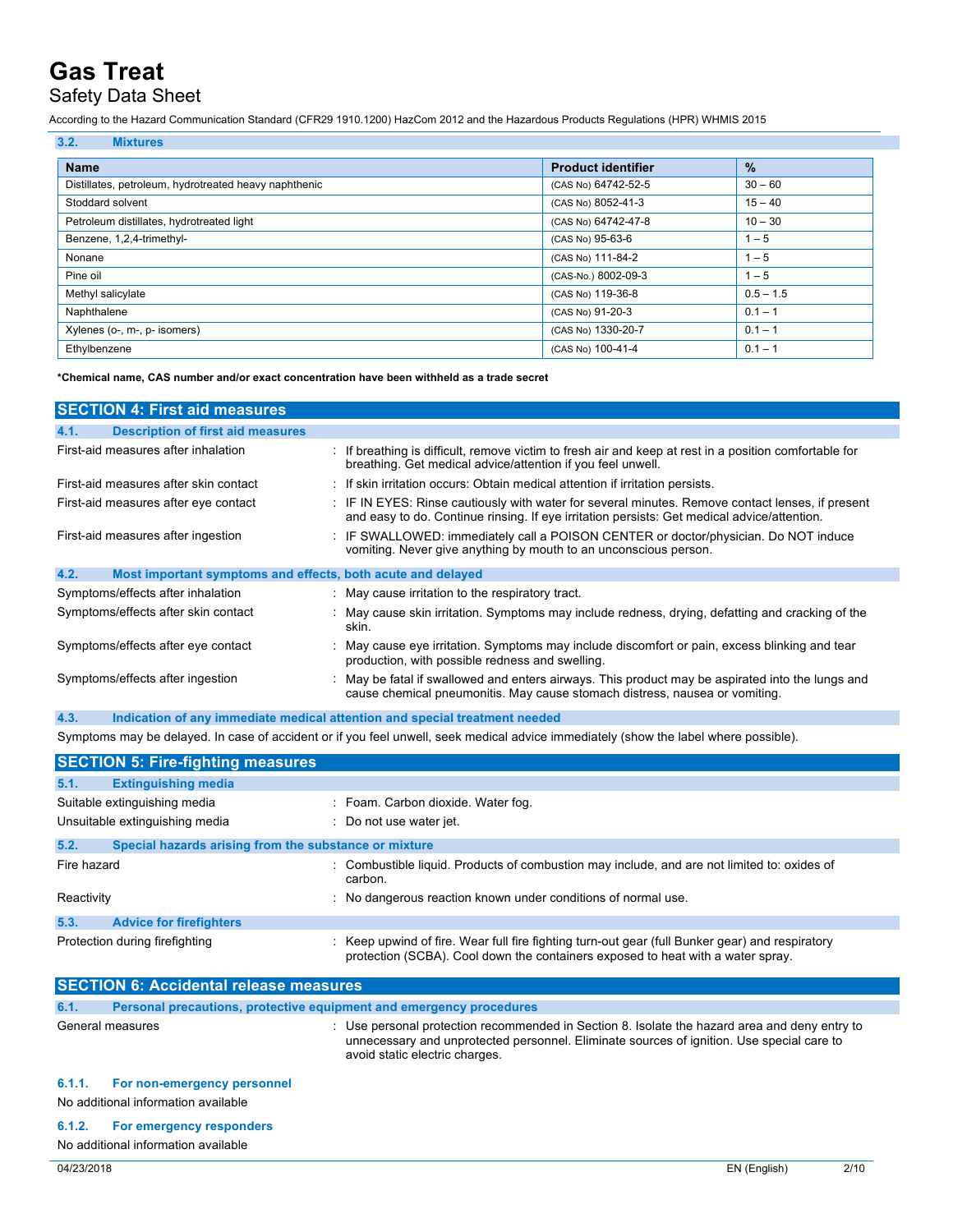### 3.2. Mixtures

| Name | Product identifier | % |
|---|---|---|
| Distillates, petroleum, hydrotreated heavy naphthenic | (CAS No) 64742-52-5 | 30 – 60 |
| Stoddard solvent | (CAS No) 8052-41-3 | 15 – 40 |
| Petroleum distillates, hydrotreated light | (CAS No) 64742-47-8 | 10 – 30 |
| Benzene, 1,2,4-trimethyl- | (CAS No) 95-63-6 | 1 – 5 |
| Nonane | (CAS No) 111-84-2 | 1 – 5 |
| Pine oil | (CAS-No.) 8002-09-3 | 1 – 5 |
| Methyl salicylate | (CAS No) 119-36-8 | 0.5 – 1.5 |
| Naphthalene | (CAS No) 91-20-3 | 0.1 – 1 |
| Xylenes (o-, m-, p- isomers) | (CAS No) 1330-20-7 | 0.1 – 1 |
| Ethylbenzene | (CAS No) 100-41-4 | 0.1 – 1 |

**\*Chemical name, CAS number and/or exact concentration have been withheld as a trade secret**

## SECTION 4: First aid measures

### 4.1. Description of first aid measures

First-aid measures after inhalation : If breathing is difficult, remove victim to fresh air and keep at rest in a position comfortable for breathing. Get medical advice/attention if you feel unwell.

First-aid measures after skin contact : If skin irritation occurs: Obtain medical attention if irritation persists.

First-aid measures after eye contact : IF IN EYES: Rinse cautiously with water for several minutes. Remove contact lenses, if present and easy to do. Continue rinsing. If eye irritation persists: Get medical advice/attention.

First-aid measures after ingestion : IF SWALLOWED: immediately call a POISON CENTER or doctor/physician. Do NOT induce vomiting. Never give anything by mouth to an unconscious person.

### 4.2. Most important symptoms and effects, both acute and delayed

Symptoms/effects after inhalation : May cause irritation to the respiratory tract.

Symptoms/effects after skin contact : May cause skin irritation. Symptoms may include redness, drying, defatting and cracking of the skin.

Symptoms/effects after eye contact : May cause eye irritation. Symptoms may include discomfort or pain, excess blinking and tear production, with possible redness and swelling.

Symptoms/effects after ingestion : May be fatal if swallowed and enters airways. This product may be aspirated into the lungs and cause chemical pneumonitis. May cause stomach distress, nausea or vomiting.

### 4.3. Indication of any immediate medical attention and special treatment needed

Symptoms may be delayed. In case of accident or if you feel unwell, seek medical advice immediately (show the label where possible).

## SECTION 5: Fire-fighting measures

### 5.1. Extinguishing media

Suitable extinguishing media : Foam. Carbon dioxide. Water fog.

Unsuitable extinguishing media : Do not use water jet.

### 5.2. Special hazards arising from the substance or mixture

Fire hazard : Combustible liquid. Products of combustion may include, and are not limited to: oxides of carbon.

Reactivity : No dangerous reaction known under conditions of normal use.

### 5.3. Advice for firefighters

Protection during firefighting : Keep upwind of fire. Wear full fire fighting turn-out gear (full Bunker gear) and respiratory protection (SCBA). Cool down the containers exposed to heat with a water spray.

## SECTION 6: Accidental release measures

### 6.1. Personal precautions, protective equipment and emergency procedures

General measures : Use personal protection recommended in Section 8. Isolate the hazard area and deny entry to unnecessary and unprotected personnel. Eliminate sources of ignition. Use special care to avoid static electric charges.

#### 6.1.1. For non-emergency personnel

No additional information available

#### 6.1.2. For emergency responders

No additional information available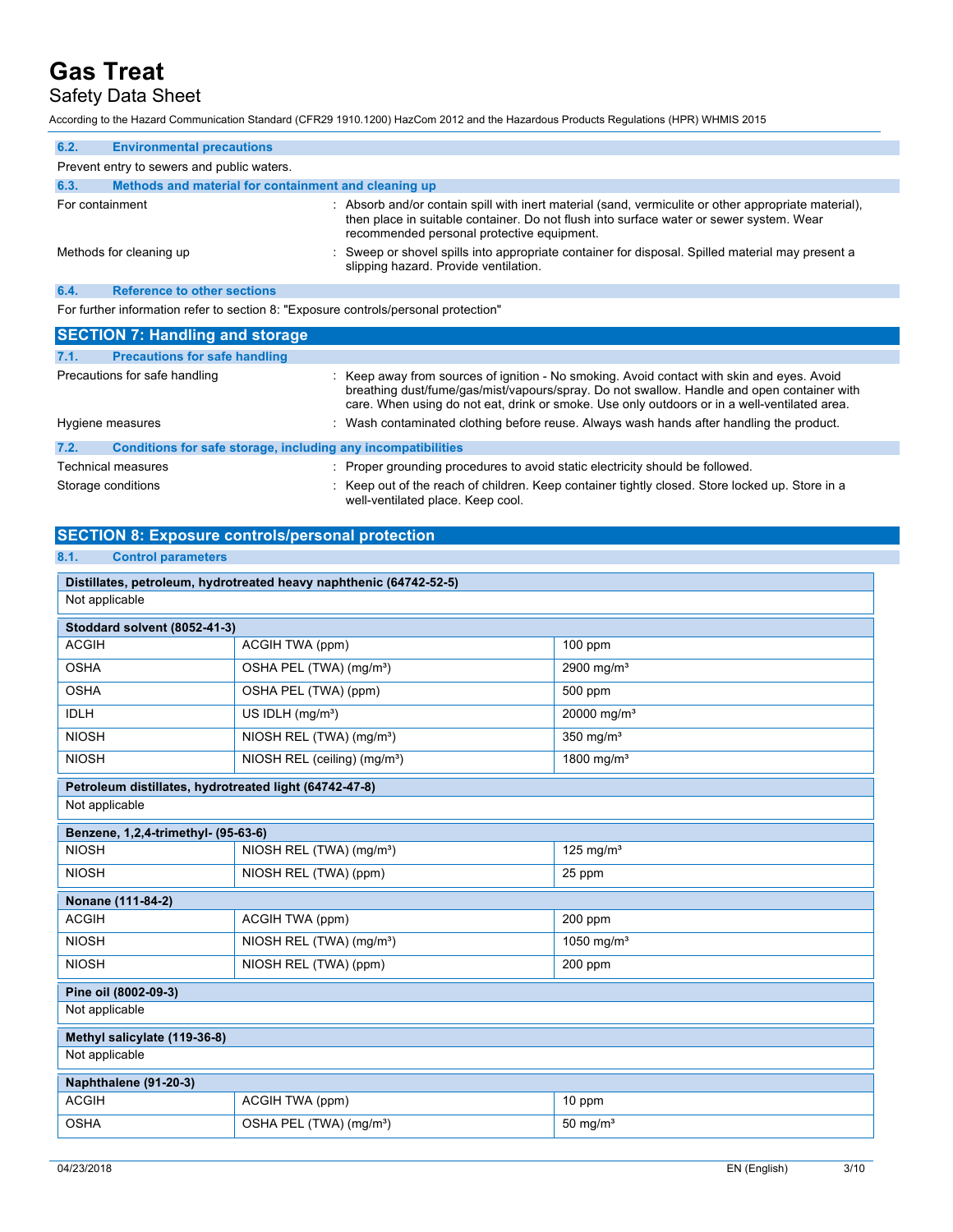### 6.2. Environmental precautions

Prevent entry to sewers and public waters.

### 6.3. Methods and material for containment and cleaning up

For containment : Absorb and/or contain spill with inert material (sand, vermiculite or other appropriate material), then place in suitable container. Do not flush into surface water or sewer system. Wear recommended personal protective equipment.

Methods for cleaning up : Sweep or shovel spills into appropriate container for disposal. Spilled material may present a slipping hazard. Provide ventilation.

### 6.4. Reference to other sections

For further information refer to section 8: "Exposure controls/personal protection"

## SECTION 7: Handling and storage

### 7.1. Precautions for safe handling

Precautions for safe handling : Keep away from sources of ignition - No smoking. Avoid contact with skin and eyes. Avoid breathing dust/fume/gas/mist/vapours/spray. Do not swallow. Handle and open container with care. When using do not eat, drink or smoke. Use only outdoors or in a well-ventilated area.

Hygiene measures : Wash contaminated clothing before reuse. Always wash hands after handling the product.

### 7.2. Conditions for safe storage, including any incompatibilities

Technical measures : Proper grounding procedures to avoid static electricity should be followed.

Storage conditions : Keep out of the reach of children. Keep container tightly closed. Store locked up. Store in a well-ventilated place. Keep cool.

## SECTION 8: Exposure controls/personal protection

### 8.1. Control parameters

| **Distillates, petroleum, hydrotreated heavy naphthenic (64742-52-5)** | | |
|---|---|---|
| Not applicable | | |

| **Stoddard solvent (8052-41-3)** | | |
|---|---|---|
| ACGIH | ACGIH TWA (ppm) | 100 ppm |
| OSHA | OSHA PEL (TWA) (mg/m³) | 2900 mg/m³ |
| OSHA | OSHA PEL (TWA) (ppm) | 500 ppm |
| IDLH | US IDLH (mg/m³) | 20000 mg/m³ |
| NIOSH | NIOSH REL (TWA) (mg/m³) | 350 mg/m³ |
| NIOSH | NIOSH REL (ceiling) (mg/m³) | 1800 mg/m³ |

| **Petroleum distillates, hydrotreated light (64742-47-8)** | | |
|---|---|---|
| Not applicable | | |

| **Benzene, 1,2,4-trimethyl- (95-63-6)** | | |
|---|---|---|
| NIOSH | NIOSH REL (TWA) (mg/m³) | 125 mg/m³ |
| NIOSH | NIOSH REL (TWA) (ppm) | 25 ppm |

| **Nonane (111-84-2)** | | |
|---|---|---|
| ACGIH | ACGIH TWA (ppm) | 200 ppm |
| NIOSH | NIOSH REL (TWA) (mg/m³) | 1050 mg/m³ |
| NIOSH | NIOSH REL (TWA) (ppm) | 200 ppm |

| **Pine oil (8002-09-3)** | | |
|---|---|---|
| Not applicable | | |

| **Methyl salicylate (119-36-8)** | | |
|---|---|---|
| Not applicable | | |

| **Naphthalene (91-20-3)** | | |
|---|---|---|
| ACGIH | ACGIH TWA (ppm) | 10 ppm |
| OSHA | OSHA PEL (TWA) (mg/m³) | 50 mg/m³ |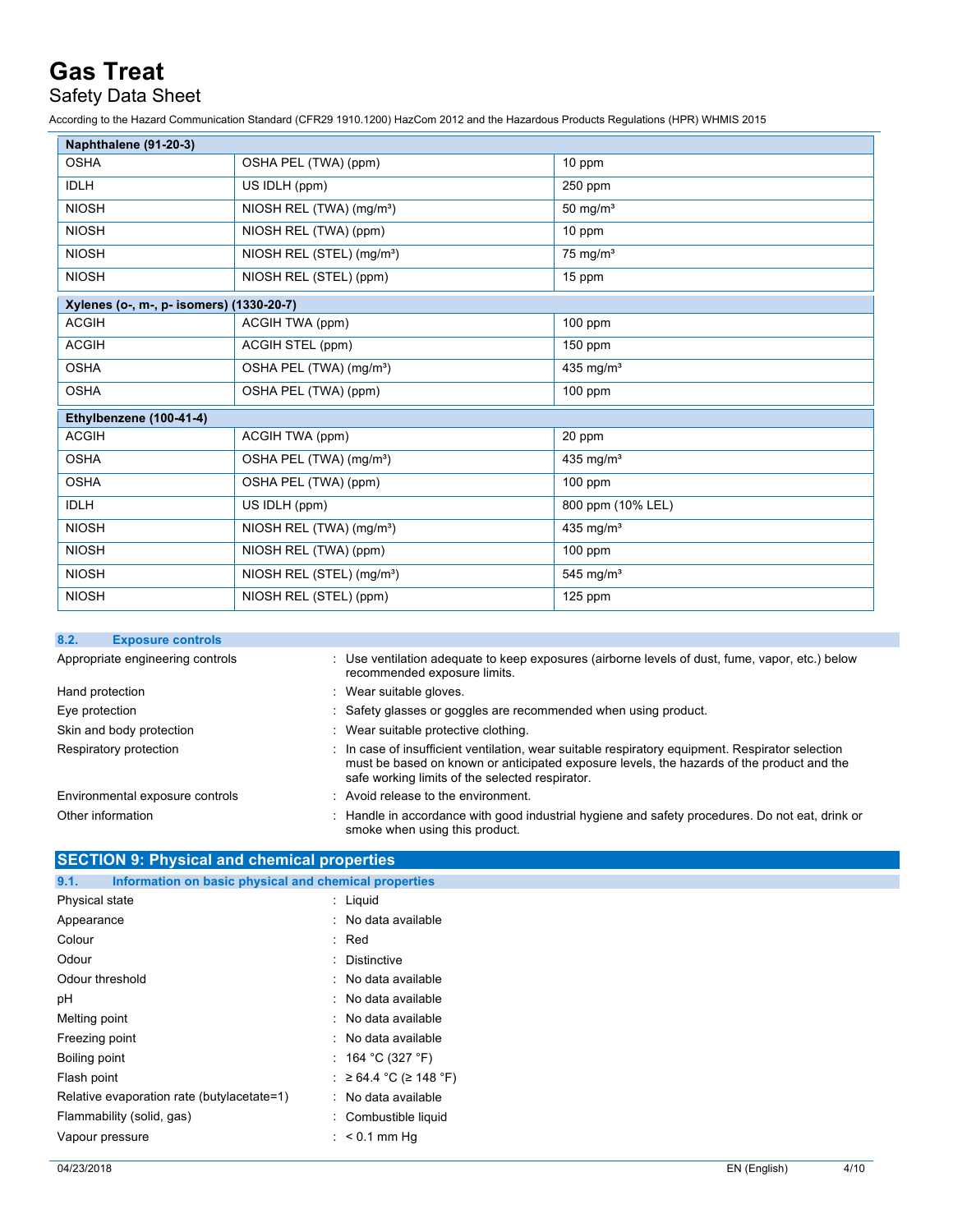| Naphthalene (91-20-3) | | |
|---|---|---|
| OSHA | OSHA PEL (TWA) (ppm) | 10 ppm |
| IDLH | US IDLH (ppm) | 250 ppm |
| NIOSH | NIOSH REL (TWA) (mg/m³) | 50 mg/m³ |
| NIOSH | NIOSH REL (TWA) (ppm) | 10 ppm |
| NIOSH | NIOSH REL (STEL) (mg/m³) | 75 mg/m³ |
| NIOSH | NIOSH REL (STEL) (ppm) | 15 ppm |

| Xylenes (o-, m-, p- isomers) (1330-20-7) | | |
|---|---|---|
| ACGIH | ACGIH TWA (ppm) | 100 ppm |
| ACGIH | ACGIH STEL (ppm) | 150 ppm |
| OSHA | OSHA PEL (TWA) (mg/m³) | 435 mg/m³ |
| OSHA | OSHA PEL (TWA) (ppm) | 100 ppm |

| Ethylbenzene (100-41-4) | | |
|---|---|---|
| ACGIH | ACGIH TWA (ppm) | 20 ppm |
| OSHA | OSHA PEL (TWA) (mg/m³) | 435 mg/m³ |
| OSHA | OSHA PEL (TWA) (ppm) | 100 ppm |
| IDLH | US IDLH (ppm) | 800 ppm (10% LEL) |
| NIOSH | NIOSH REL (TWA) (mg/m³) | 435 mg/m³ |
| NIOSH | NIOSH REL (TWA) (ppm) | 100 ppm |
| NIOSH | NIOSH REL (STEL) (mg/m³) | 545 mg/m³ |
| NIOSH | NIOSH REL (STEL) (ppm) | 125 ppm |

### 8.2. Exposure controls

Appropriate engineering controls : Use ventilation adequate to keep exposures (airborne levels of dust, fume, vapor, etc.) below recommended exposure limits.

Hand protection : Wear suitable gloves.

Eye protection : Safety glasses or goggles are recommended when using product.

Skin and body protection : Wear suitable protective clothing.

Respiratory protection : In case of insufficient ventilation, wear suitable respiratory equipment. Respirator selection must be based on known or anticipated exposure levels, the hazards of the product and the safe working limits of the selected respirator.

Environmental exposure controls : Avoid release to the environment.

Other information : Handle in accordance with good industrial hygiene and safety procedures. Do not eat, drink or smoke when using this product.

## SECTION 9: Physical and chemical properties

### 9.1. Information on basic physical and chemical properties

Physical state : Liquid

Appearance : No data available

Colour : Red

Odour : Distinctive

Odour threshold : No data available

pH : No data available

Melting point : No data available

Freezing point : No data available

Boiling point : 164 °C (327 °F)

Flash point : ≥ 64.4 °C (≥ 148 °F)

Relative evaporation rate (butylacetate=1) : No data available

Flammability (solid, gas) : Combustible liquid

Vapour pressure : < 0.1 mm Hg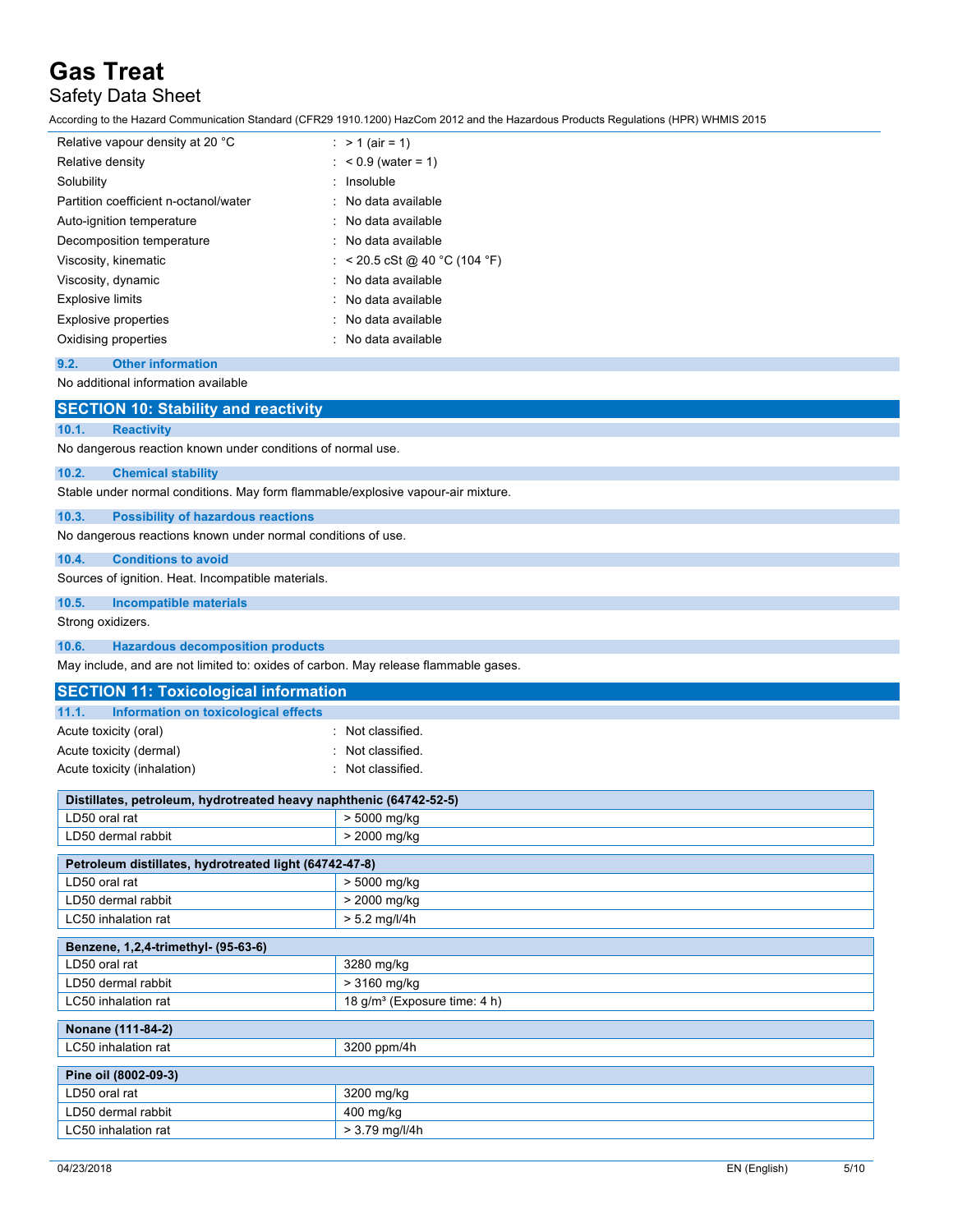| | |
|---|---|
| Relative vapour density at 20 °C | : > 1 (air = 1) |
| Relative density | : < 0.9 (water = 1) |
| Solubility | : Insoluble |
| Partition coefficient n-octanol/water | : No data available |
| Auto-ignition temperature | : No data available |
| Decomposition temperature | : No data available |
| Viscosity, kinematic | : < 20.5 cSt @ 40 °C (104 °F) |
| Viscosity, dynamic | : No data available |
| Explosive limits | : No data available |
| Explosive properties | : No data available |
| Oxidising properties | : No data available |

### 9.2. Other information

No additional information available

## SECTION 10: Stability and reactivity

### 10.1. Reactivity

No dangerous reaction known under conditions of normal use.

### 10.2. Chemical stability

Stable under normal conditions. May form flammable/explosive vapour-air mixture.

### 10.3. Possibility of hazardous reactions

No dangerous reactions known under normal conditions of use.

### 10.4. Conditions to avoid

Sources of ignition. Heat. Incompatible materials.

### 10.5. Incompatible materials

Strong oxidizers.

### 10.6. Hazardous decomposition products

May include, and are not limited to: oxides of carbon. May release flammable gases.

## SECTION 11: Toxicological information

### 11.1. Information on toxicological effects

| | |
|---|---|
| Acute toxicity (oral) | : Not classified. |
| Acute toxicity (dermal) | : Not classified. |
| Acute toxicity (inhalation) | : Not classified. |

| Distillates, petroleum, hydrotreated heavy naphthenic (64742-52-5) | |
|---|---|
| LD50 oral rat | > 5000 mg/kg |
| LD50 dermal rabbit | > 2000 mg/kg |

| Petroleum distillates, hydrotreated light (64742-47-8) | |
|---|---|
| LD50 oral rat | > 5000 mg/kg |
| LD50 dermal rabbit | > 2000 mg/kg |
| LC50 inhalation rat | > 5.2 mg/l/4h |

| Benzene, 1,2,4-trimethyl- (95-63-6) | |
|---|---|
| LD50 oral rat | 3280 mg/kg |
| LD50 dermal rabbit | > 3160 mg/kg |
| LC50 inhalation rat | 18 g/m³ (Exposure time: 4 h) |

| Nonane (111-84-2) | |
|---|---|
| LC50 inhalation rat | 3200 ppm/4h |

| Pine oil (8002-09-3) | |
|---|---|
| LD50 oral rat | 3200 mg/kg |
| LD50 dermal rabbit | 400 mg/kg |
| LC50 inhalation rat | > 3.79 mg/l/4h |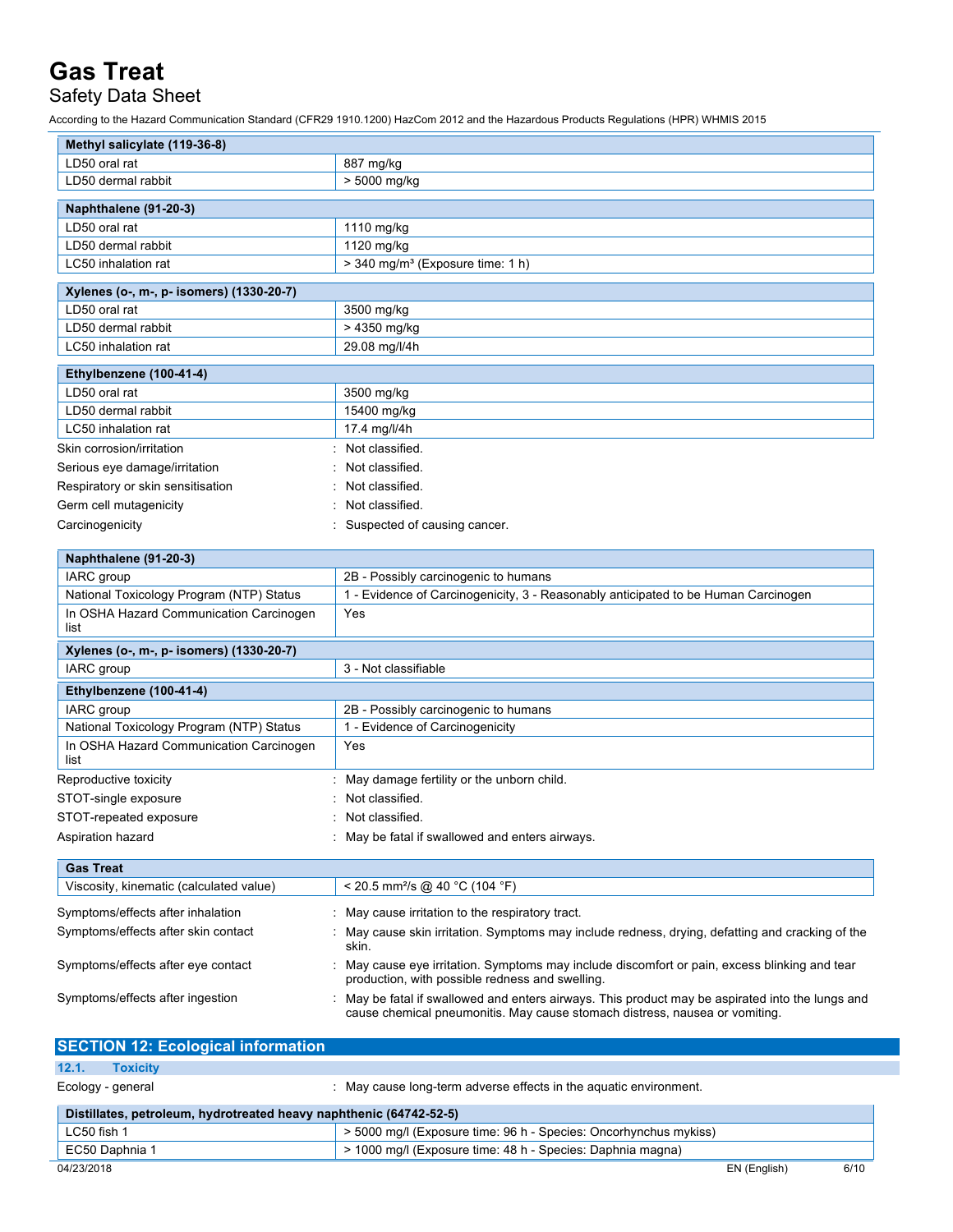| Methyl salicylate (119-36-8) | |
|---|---|
| LD50 oral rat | 887 mg/kg |
| LD50 dermal rabbit | > 5000 mg/kg |

| Naphthalene (91-20-3) | |
|---|---|
| LD50 oral rat | 1110 mg/kg |
| LD50 dermal rabbit | 1120 mg/kg |
| LC50 inhalation rat | > 340 mg/m³ (Exposure time: 1 h) |

| Xylenes (o-, m-, p- isomers) (1330-20-7) | |
|---|---|
| LD50 oral rat | 3500 mg/kg |
| LD50 dermal rabbit | > 4350 mg/kg |
| LC50 inhalation rat | 29.08 mg/l/4h |

| Ethylbenzene (100-41-4) | |
|---|---|
| LD50 oral rat | 3500 mg/kg |
| LD50 dermal rabbit | 15400 mg/kg |
| LC50 inhalation rat | 17.4 mg/l/4h |

Skin corrosion/irritation : Not classified.

Serious eye damage/irritation : Not classified.

Respiratory or skin sensitisation : Not classified.

Germ cell mutagenicity : Not classified.

Carcinogenicity : Suspected of causing cancer.

| Naphthalene (91-20-3) | |
|---|---|
| IARC group | 2B - Possibly carcinogenic to humans |
| National Toxicology Program (NTP) Status | 1 - Evidence of Carcinogenicity, 3 - Reasonably anticipated to be Human Carcinogen |
| In OSHA Hazard Communication Carcinogen list | Yes |
| **Xylenes (o-, m-, p- isomers) (1330-20-7)** | |
| IARC group | 3 - Not classifiable |
| **Ethylbenzene (100-41-4)** | |
| IARC group | 2B - Possibly carcinogenic to humans |
| National Toxicology Program (NTP) Status | 1 - Evidence of Carcinogenicity |
| In OSHA Hazard Communication Carcinogen list | Yes |

Reproductive toxicity : May damage fertility or the unborn child.

STOT-single exposure : Not classified.

STOT-repeated exposure : Not classified.

Aspiration hazard : May be fatal if swallowed and enters airways.

| Gas Treat | |
|---|---|
| Viscosity, kinematic (calculated value) | < 20.5 mm²/s @ 40 °C (104 °F) |

Symptoms/effects after inhalation : May cause irritation to the respiratory tract.

Symptoms/effects after skin contact : May cause skin irritation. Symptoms may include redness, drying, defatting and cracking of the skin.

Symptoms/effects after eye contact : May cause eye irritation. Symptoms may include discomfort or pain, excess blinking and tear production, with possible redness and swelling.

Symptoms/effects after ingestion : May be fatal if swallowed and enters airways. This product may be aspirated into the lungs and cause chemical pneumonitis. May cause stomach distress, nausea or vomiting.

## SECTION 12: Ecological information

### 12.1. Toxicity

Ecology - general : May cause long-term adverse effects in the aquatic environment.

| Distillates, petroleum, hydrotreated heavy naphthenic (64742-52-5) | |
|---|---|
| LC50 fish 1 | > 5000 mg/l (Exposure time: 96 h - Species: Oncorhynchus mykiss) |
| EC50 Daphnia 1 | > 1000 mg/l (Exposure time: 48 h - Species: Daphnia magna) |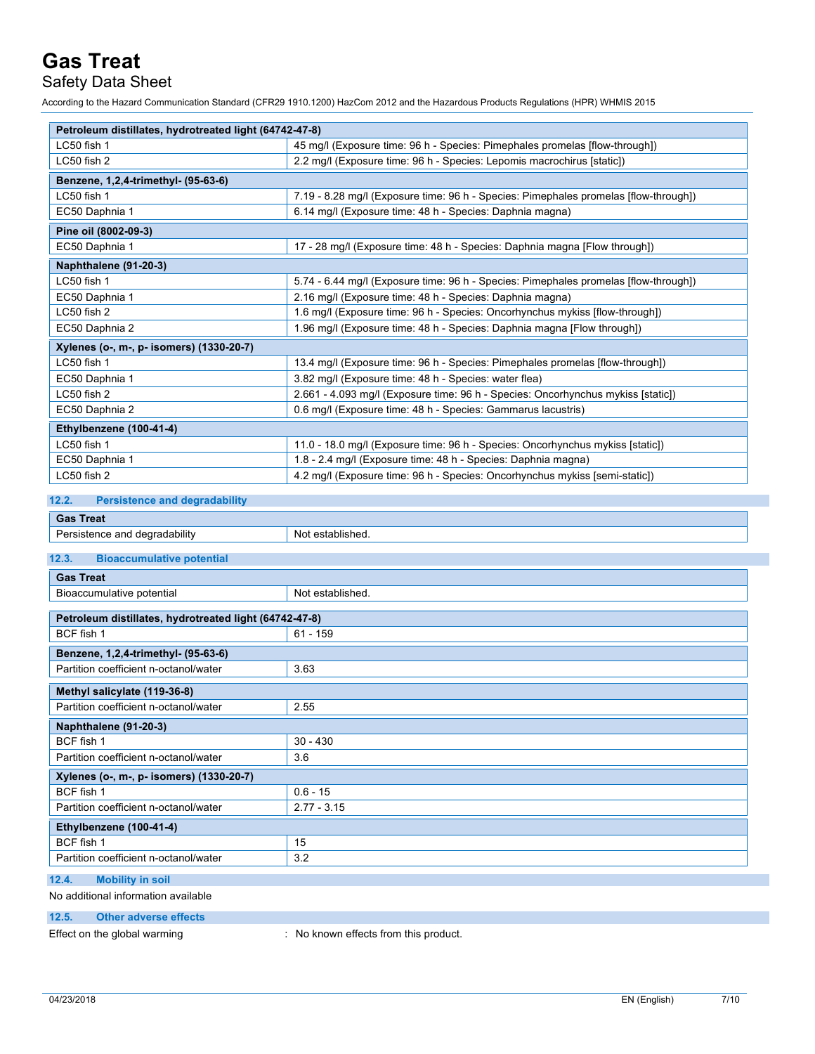| Petroleum distillates, hydrotreated light (64742-47-8) | |
|---|---|
| LC50 fish 1 | 45 mg/l (Exposure time: 96 h - Species: Pimephales promelas [flow-through]) |
| LC50 fish 2 | 2.2 mg/l (Exposure time: 96 h - Species: Lepomis macrochirus [static]) |

| Benzene, 1,2,4-trimethyl- (95-63-6) | |
|---|---|
| LC50 fish 1 | 7.19 - 8.28 mg/l (Exposure time: 96 h - Species: Pimephales promelas [flow-through]) |
| EC50 Daphnia 1 | 6.14 mg/l (Exposure time: 48 h - Species: Daphnia magna) |

| Pine oil (8002-09-3) | |
|---|---|
| EC50 Daphnia 1 | 17 - 28 mg/l (Exposure time: 48 h - Species: Daphnia magna [Flow through]) |

| Naphthalene (91-20-3) | |
|---|---|
| LC50 fish 1 | 5.74 - 6.44 mg/l (Exposure time: 96 h - Species: Pimephales promelas [flow-through]) |
| EC50 Daphnia 1 | 2.16 mg/l (Exposure time: 48 h - Species: Daphnia magna) |
| LC50 fish 2 | 1.6 mg/l (Exposure time: 96 h - Species: Oncorhynchus mykiss [flow-through]) |
| EC50 Daphnia 2 | 1.96 mg/l (Exposure time: 48 h - Species: Daphnia magna [Flow through]) |

| Xylenes (o-, m-, p- isomers) (1330-20-7) | |
|---|---|
| LC50 fish 1 | 13.4 mg/l (Exposure time: 96 h - Species: Pimephales promelas [flow-through]) |
| EC50 Daphnia 1 | 3.82 mg/l (Exposure time: 48 h - Species: water flea) |
| LC50 fish 2 | 2.661 - 4.093 mg/l (Exposure time: 96 h - Species: Oncorhynchus mykiss [static]) |
| EC50 Daphnia 2 | 0.6 mg/l (Exposure time: 48 h - Species: Gammarus lacustris) |

| Ethylbenzene (100-41-4) | |
|---|---|
| LC50 fish 1 | 11.0 - 18.0 mg/l (Exposure time: 96 h - Species: Oncorhynchus mykiss [static]) |
| EC50 Daphnia 1 | 1.8 - 2.4 mg/l (Exposure time: 48 h - Species: Daphnia magna) |
| LC50 fish 2 | 4.2 mg/l (Exposure time: 96 h - Species: Oncorhynchus mykiss [semi-static]) |

## 12.2. Persistence and degradability

| Gas Treat | |
|---|---|
| Persistence and degradability | Not established. |

## 12.3. Bioaccumulative potential

| Gas Treat | |
|---|---|
| Bioaccumulative potential | Not established. |

| Petroleum distillates, hydrotreated light (64742-47-8) | |
|---|---|
| BCF fish 1 | 61 - 159 |

| Benzene, 1,2,4-trimethyl- (95-63-6) | |
|---|---|
| Partition coefficient n-octanol/water | 3.63 |

| Methyl salicylate (119-36-8) | |
|---|---|
| Partition coefficient n-octanol/water | 2.55 |

| Naphthalene (91-20-3) | |
|---|---|
| BCF fish 1 | 30 - 430 |
| Partition coefficient n-octanol/water | 3.6 |

| Xylenes (o-, m-, p- isomers) (1330-20-7) | |
|---|---|
| BCF fish 1 | 0.6 - 15 |
| Partition coefficient n-octanol/water | 2.77 - 3.15 |

| Ethylbenzene (100-41-4) | |
|---|---|
| BCF fish 1 | 15 |
| Partition coefficient n-octanol/water | 3.2 |

## 12.4. Mobility in soil

No additional information available

## 12.5. Other adverse effects

Effect on the global warming : No known effects from this product.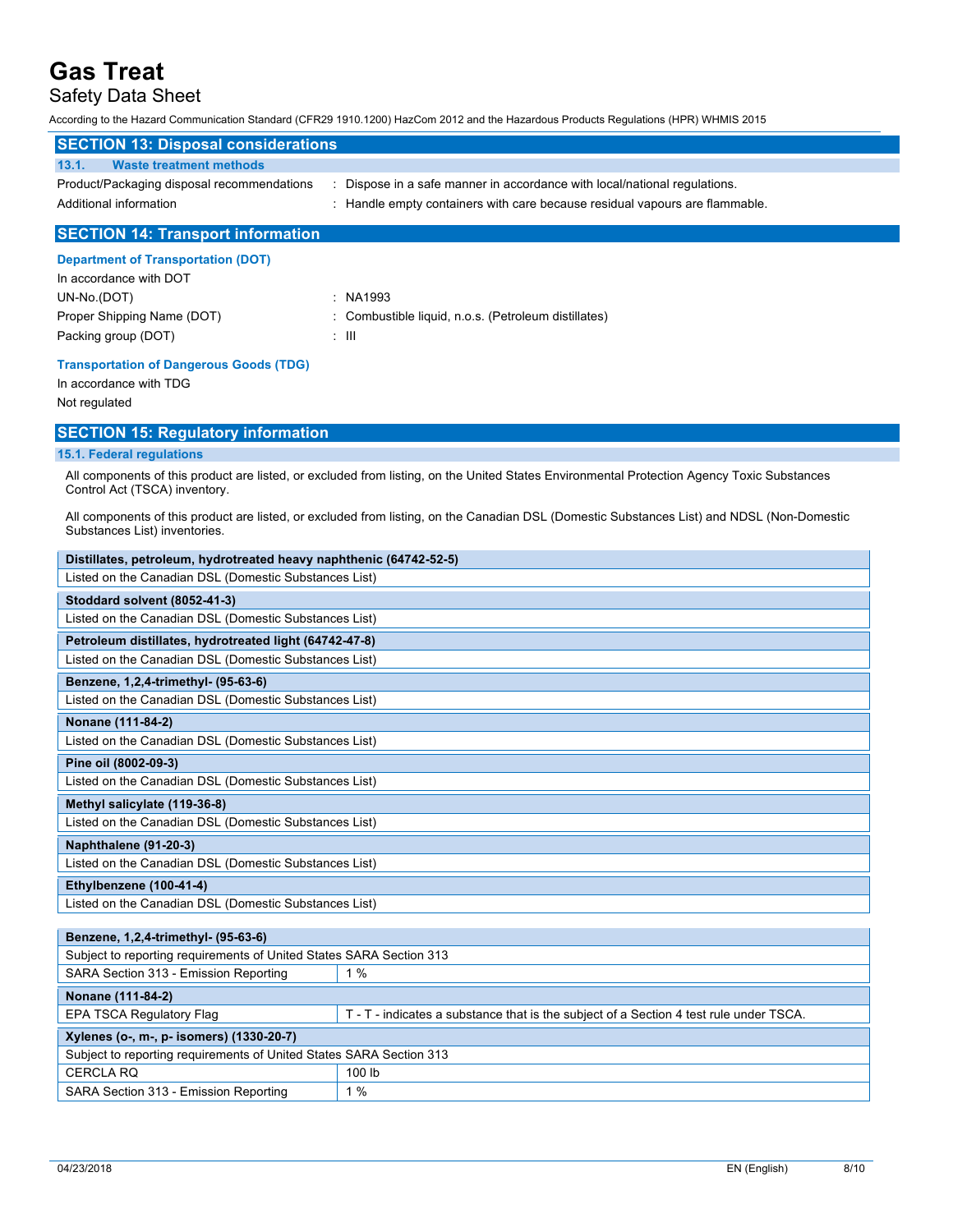## SECTION 13: Disposal considerations

### 13.1. Waste treatment methods

Product/Packaging disposal recommendations : Dispose in a safe manner in accordance with local/national regulations.

Additional information : Handle empty containers with care because residual vapours are flammable.

## SECTION 14: Transport information

### Department of Transportation (DOT)

In accordance with DOT

UN-No.(DOT) : NA1993

Proper Shipping Name (DOT) : Combustible liquid, n.o.s. (Petroleum distillates)

Packing group (DOT) : III

### Transportation of Dangerous Goods (TDG)

In accordance with TDG

Not regulated

## SECTION 15: Regulatory information

### 15.1. Federal regulations

All components of this product are listed, or excluded from listing, on the United States Environmental Protection Agency Toxic Substances Control Act (TSCA) inventory.

All components of this product are listed, or excluded from listing, on the Canadian DSL (Domestic Substances List) and NDSL (Non-Domestic Substances List) inventories.

| **Distillates, petroleum, hydrotreated heavy naphthenic (64742-52-5)** |
|---|
| Listed on the Canadian DSL (Domestic Substances List) |

| **Stoddard solvent (8052-41-3)** |
|---|
| Listed on the Canadian DSL (Domestic Substances List) |

| **Petroleum distillates, hydrotreated light (64742-47-8)** |
|---|
| Listed on the Canadian DSL (Domestic Substances List) |

| **Benzene, 1,2,4-trimethyl- (95-63-6)** |
|---|
| Listed on the Canadian DSL (Domestic Substances List) |

| **Nonane (111-84-2)** |
|---|
| Listed on the Canadian DSL (Domestic Substances List) |

| **Pine oil (8002-09-3)** |
|---|
| Listed on the Canadian DSL (Domestic Substances List) |

| **Methyl salicylate (119-36-8)** |
|---|
| Listed on the Canadian DSL (Domestic Substances List) |

| **Naphthalene (91-20-3)** |
|---|
| Listed on the Canadian DSL (Domestic Substances List) |

| **Ethylbenzene (100-41-4)** |
|---|
| Listed on the Canadian DSL (Domestic Substances List) |

| **Benzene, 1,2,4-trimethyl- (95-63-6)** | |
|---|---|
| Subject to reporting requirements of United States SARA Section 313 | |
| SARA Section 313 - Emission Reporting | 1 % |

| **Nonane (111-84-2)** | |
|---|---|
| EPA TSCA Regulatory Flag | T - T - indicates a substance that is the subject of a Section 4 test rule under TSCA. |

| **Xylenes (o-, m-, p- isomers) (1330-20-7)** | |
|---|---|
| Subject to reporting requirements of United States SARA Section 313 | |
| CERCLA RQ | 100 lb |
| SARA Section 313 - Emission Reporting | 1 % |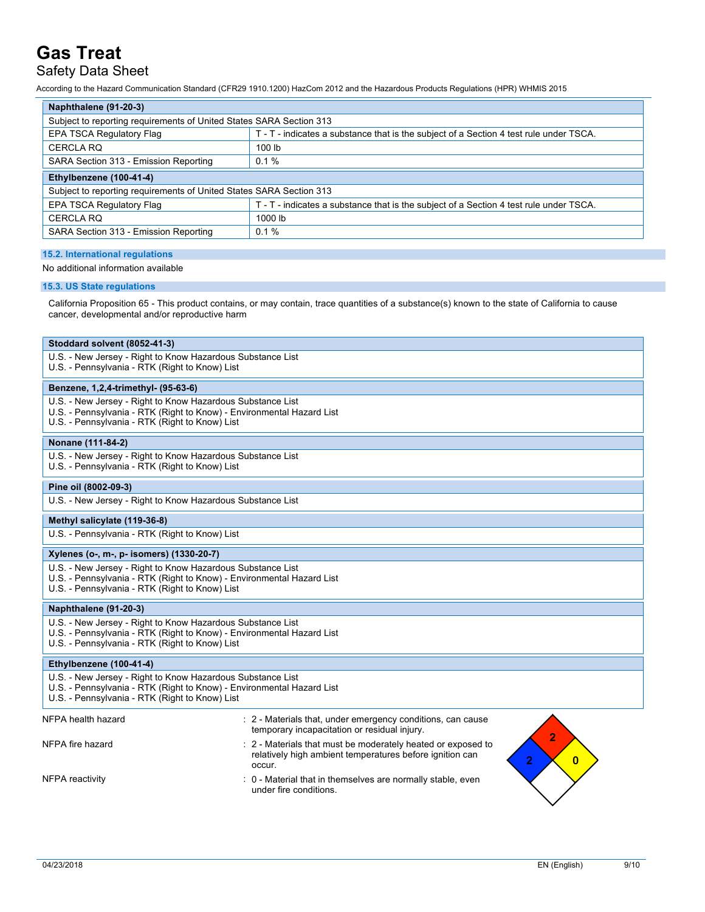| Naphthalene (91-20-3) | |
|---|---|
| Subject to reporting requirements of United States SARA Section 313 | |
| EPA TSCA Regulatory Flag | T - T - indicates a substance that is the subject of a Section 4 test rule under TSCA. |
| CERCLA RQ | 100 lb |
| SARA Section 313 - Emission Reporting | 0.1 % |

| Ethylbenzene (100-41-4) | |
|---|---|
| Subject to reporting requirements of United States SARA Section 313 | |
| EPA TSCA Regulatory Flag | T - T - indicates a substance that is the subject of a Section 4 test rule under TSCA. |
| CERCLA RQ | 1000 lb |
| SARA Section 313 - Emission Reporting | 0.1 % |

### 15.2. International regulations

No additional information available

### 15.3. US State regulations

California Proposition 65 - This product contains, or may contain, trace quantities of a substance(s) known to the state of California to cause cancer, developmental and/or reproductive harm

| Stoddard solvent (8052-41-3) |
|---|
| U.S. - New Jersey - Right to Know Hazardous Substance List<br>U.S. - Pennsylvania - RTK (Right to Know) List |

| Benzene, 1,2,4-trimethyl- (95-63-6) |
|---|
| U.S. - New Jersey - Right to Know Hazardous Substance List<br>U.S. - Pennsylvania - RTK (Right to Know) - Environmental Hazard List<br>U.S. - Pennsylvania - RTK (Right to Know) List |

| Nonane (111-84-2) |
|---|
| U.S. - New Jersey - Right to Know Hazardous Substance List<br>U.S. - Pennsylvania - RTK (Right to Know) List |

| Pine oil (8002-09-3) |
|---|
| U.S. - New Jersey - Right to Know Hazardous Substance List |

| Methyl salicylate (119-36-8) |
|---|
| U.S. - Pennsylvania - RTK (Right to Know) List |

| Xylenes (o-, m-, p- isomers) (1330-20-7) |
|---|
| U.S. - New Jersey - Right to Know Hazardous Substance List<br>U.S. - Pennsylvania - RTK (Right to Know) - Environmental Hazard List<br>U.S. - Pennsylvania - RTK (Right to Know) List |

| Naphthalene (91-20-3) |
|---|
| U.S. - New Jersey - Right to Know Hazardous Substance List<br>U.S. - Pennsylvania - RTK (Right to Know) - Environmental Hazard List<br>U.S. - Pennsylvania - RTK (Right to Know) List |

| Ethylbenzene (100-41-4) |
|---|
| U.S. - New Jersey - Right to Know Hazardous Substance List<br>U.S. - Pennsylvania - RTK (Right to Know) - Environmental Hazard List<br>U.S. - Pennsylvania - RTK (Right to Know) List |

NFPA health hazard : 2 - Materials that, under emergency conditions, can cause temporary incapacitation or residual injury.

NFPA fire hazard : 2 - Materials that must be moderately heated or exposed to relatively high ambient temperatures before ignition can occur.

NFPA reactivity : 0 - Material that in themselves are normally stable, even under fire conditions.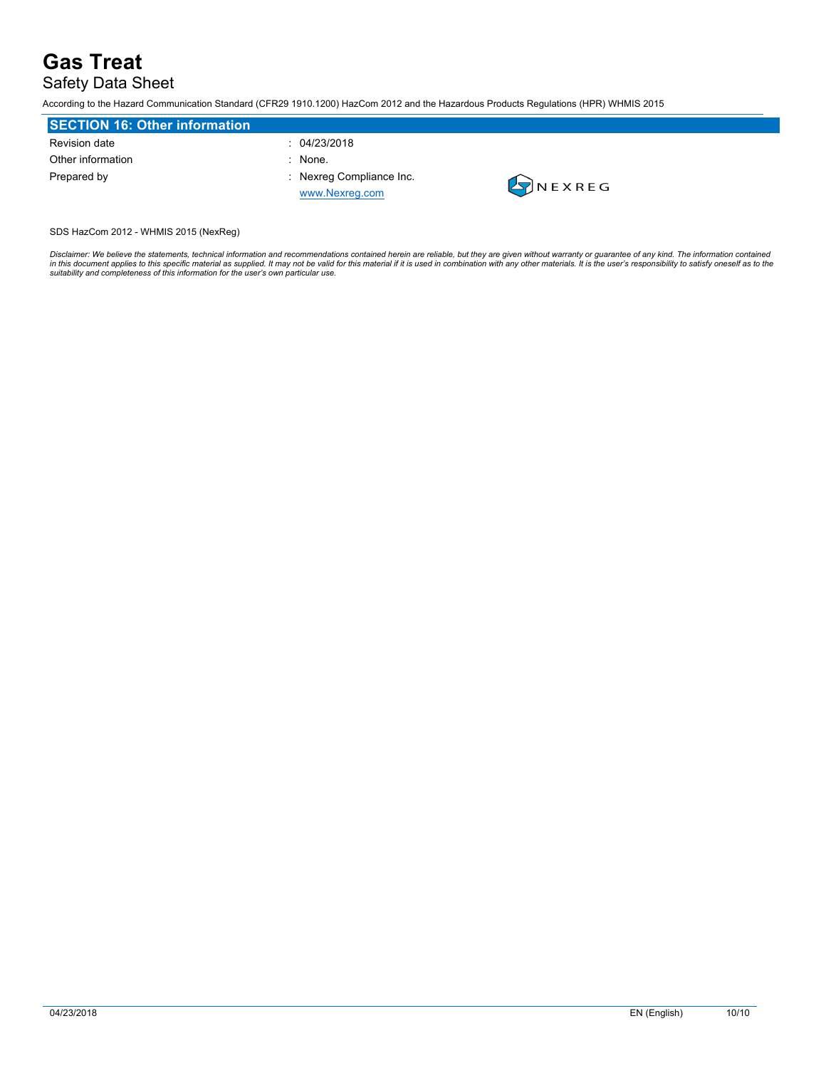## SECTION 16: Other information

| | |
|---|---|
| Revision date | : 04/23/2018 |
| Other information | : None. |
| Prepared by | : Nexreg Compliance Inc. www.Nexreg.com |

SDS HazCom 2012 - WHMIS 2015 (NexReg)

*Disclaimer: We believe the statements, technical information and recommendations contained herein are reliable, but they are given without warranty or guarantee of any kind. The information contained in this document applies to this specific material as supplied. It may not be valid for this material if it is used in combination with any other materials. It is the user's responsibility to satisfy oneself as to the suitability and completeness of this information for the user's own particular use.*